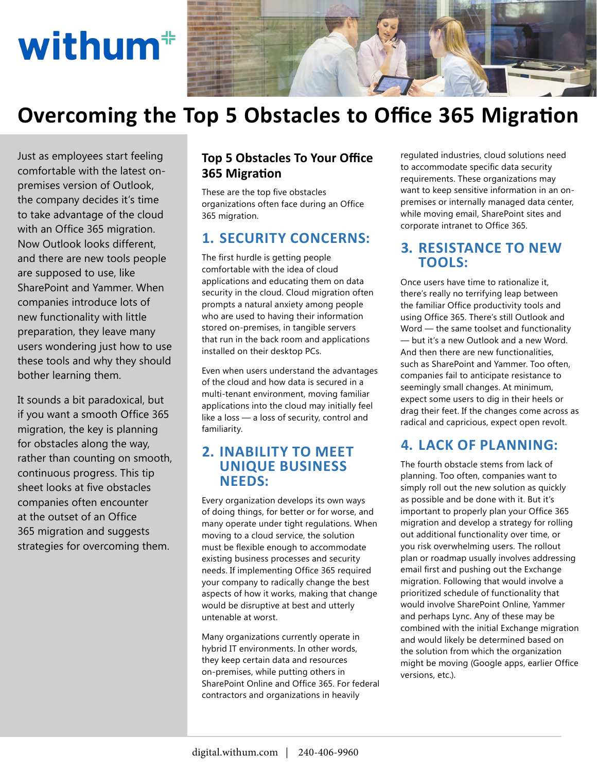withum

# Overcoming the Top 5 Obstacles to Office 365 Migration

Just as employees start feeling comfortable with the latest on-premises version of Outlook, the company decides it's time to take advantage of the cloud with an Office 365 migration. Now Outlook looks different, and there are new tools people are supposed to use, like SharePoint and Yammer. When companies introduce lots of new functionality with little preparation, they leave many users wondering just how to use these tools and why they should bother learning them.

It sounds a bit paradoxical, but if you want a smooth Office 365 migration, the key is planning for obstacles along the way, rather than counting on smooth, continuous progress. This tip sheet looks at five obstacles companies often encounter at the outset of an Office 365 migration and suggests strategies for overcoming them.

## Top 5 Obstacles To Your Office 365 Migration

These are the top five obstacles organizations often face during an Office 365 migration.

### 1. SECURITY CONCERNS:

The first hurdle is getting people comfortable with the idea of cloud applications and educating them on data security in the cloud. Cloud migration often prompts a natural anxiety among people who are used to having their information stored on-premises, in tangible servers that run in the back room and applications installed on their desktop PCs.

Even when users understand the advantages of the cloud and how data is secured in a multi-tenant environment, moving familiar applications into the cloud may initially feel like a loss — a loss of security, control and familiarity.

### 2. INABILITY TO MEET UNIQUE BUSINESS NEEDS:

Every organization develops its own ways of doing things, for better or for worse, and many operate under tight regulations. When moving to a cloud service, the solution must be flexible enough to accommodate existing business processes and security needs. If implementing Office 365 required your company to radically change the best aspects of how it works, making that change would be disruptive at best and utterly untenable at worst.

Many organizations currently operate in hybrid IT environments. In other words, they keep certain data and resources on-premises, while putting others in SharePoint Online and Office 365. For federal contractors and organizations in heavily regulated industries, cloud solutions need to accommodate specific data security requirements. These organizations may want to keep sensitive information in an on-premises or internally managed data center, while moving email, SharePoint sites and corporate intranet to Office 365.

### 3. RESISTANCE TO NEW TOOLS:

Once users have time to rationalize it, there's really no terrifying leap between the familiar Office productivity tools and using Office 365. There's still Outlook and Word — the same toolset and functionality — but it's a new Outlook and a new Word. And then there are new functionalities, such as SharePoint and Yammer. Too often, companies fail to anticipate resistance to seemingly small changes. At minimum, expect some users to dig in their heels or drag their feet. If the changes come across as radical and capricious, expect open revolt.

### 4. LACK OF PLANNING:

The fourth obstacle stems from lack of planning. Too often, companies want to simply roll out the new solution as quickly as possible and be done with it. But it's important to properly plan your Office 365 migration and develop a strategy for rolling out additional functionality over time, or you risk overwhelming users. The rollout plan or roadmap usually involves addressing email first and pushing out the Exchange migration. Following that would involve a prioritized schedule of functionality that would involve SharePoint Online, Yammer and perhaps Lync. Any of these may be combined with the initial Exchange migration and would likely be determined based on the solution from which the organization might be moving (Google apps, earlier Office versions, etc.).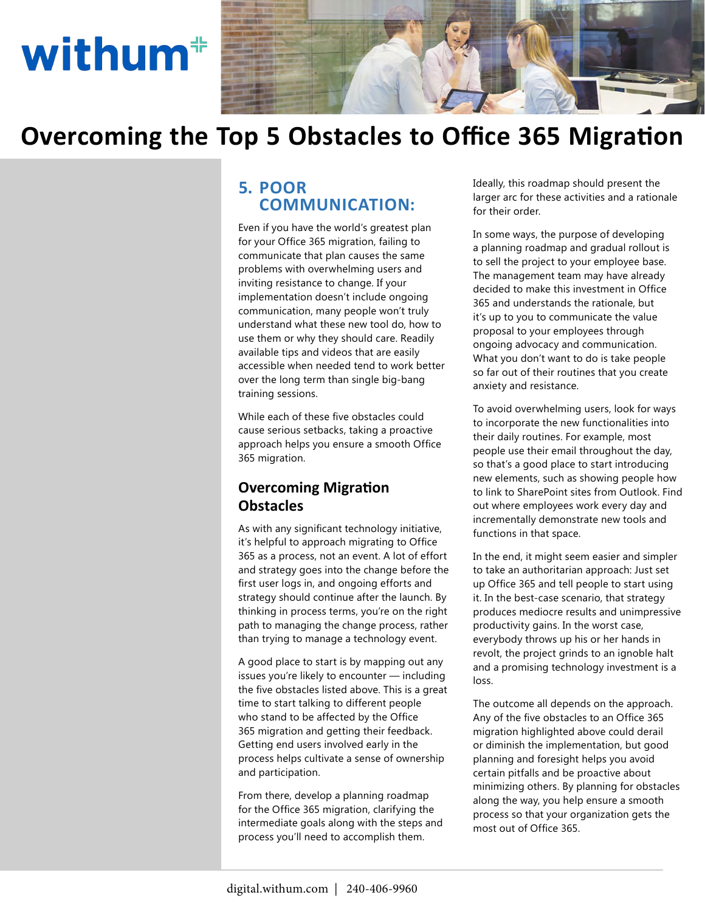# Overcoming the Top 5 Obstacles to Office 365 Migration

## 5. POOR COMMUNICATION:

Even if you have the world's greatest plan for your Office 365 migration, failing to communicate that plan causes the same problems with overwhelming users and inviting resistance to change. If your implementation doesn't include ongoing communication, many people won't truly understand what these new tool do, how to use them or why they should care. Readily available tips and videos that are easily accessible when needed tend to work better over the long term than single big-bang training sessions.

While each of these five obstacles could cause serious setbacks, taking a proactive approach helps you ensure a smooth Office 365 migration.

## Overcoming Migration Obstacles

As with any significant technology initiative, it's helpful to approach migrating to Office 365 as a process, not an event. A lot of effort and strategy goes into the change before the first user logs in, and ongoing efforts and strategy should continue after the launch. By thinking in process terms, you're on the right path to managing the change process, rather than trying to manage a technology event.

A good place to start is by mapping out any issues you're likely to encounter — including the five obstacles listed above. This is a great time to start talking to different people who stand to be affected by the Office 365 migration and getting their feedback. Getting end users involved early in the process helps cultivate a sense of ownership and participation.

From there, develop a planning roadmap for the Office 365 migration, clarifying the intermediate goals along with the steps and process you'll need to accomplish them. Ideally, this roadmap should present the larger arc for these activities and a rationale for their order.

In some ways, the purpose of developing a planning roadmap and gradual rollout is to sell the project to your employee base. The management team may have already decided to make this investment in Office 365 and understands the rationale, but it's up to you to communicate the value proposal to your employees through ongoing advocacy and communication. What you don't want to do is take people so far out of their routines that you create anxiety and resistance.

To avoid overwhelming users, look for ways to incorporate the new functionalities into their daily routines. For example, most people use their email throughout the day, so that's a good place to start introducing new elements, such as showing people how to link to SharePoint sites from Outlook. Find out where employees work every day and incrementally demonstrate new tools and functions in that space.

In the end, it might seem easier and simpler to take an authoritarian approach: Just set up Office 365 and tell people to start using it. In the best-case scenario, that strategy produces mediocre results and unimpressive productivity gains. In the worst case, everybody throws up his or her hands in revolt, the project grinds to an ignoble halt and a promising technology investment is a loss.

The outcome all depends on the approach. Any of the five obstacles to an Office 365 migration highlighted above could derail or diminish the implementation, but good planning and foresight helps you avoid certain pitfalls and be proactive about minimizing others. By planning for obstacles along the way, you help ensure a smooth process so that your organization gets the most out of Office 365.

digital.withum.com | 240-406-9960